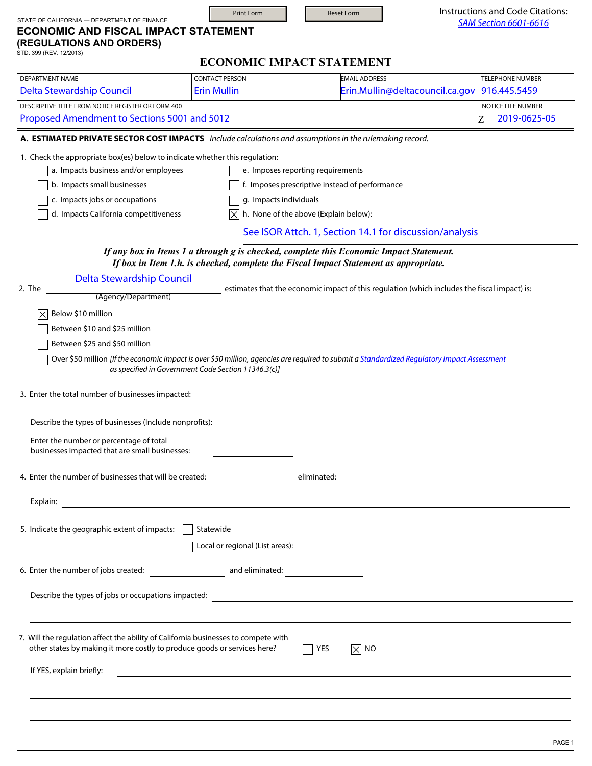STATE OF CALIFORNIA — DEPARTMENT OF FINANCE

# ECONOMIC AND FISCAL IMPACT STATEMENT (REGULATIONS AND ORDERS)

STD. 399 (REV. 12/2013)

Print Form | Reset Form

Instructions and Code Citations: SAM Section 6601-6616

## ECONOMIC IMPACT STATEMENT

| DEPARTMENT NAME | CONTACT PERSON | EMAIL ADDRESS | TELEPHONE NUMBER |
|---|---|---|---|
| Delta Stewardship Council | Erin Mullin | Erin.Mullin@deltacouncil.ca.gov | 916.445.5459 |

| DESCRIPTIVE TITLE FROM NOTICE REGISTER OR FORM 400 | NOTICE FILE NUMBER |
|---|---|
| Proposed Amendment to Sections 5001 and 5012 | Z 2019-0625-05 |

### A. ESTIMATED PRIVATE SECTOR COST IMPACTS *Include calculations and assumptions in the rulemaking record.*

1. Check the appropriate box(es) below to indicate whether this regulation:

- [ ] a. Impacts business and/or employees
- [ ] b. Impacts small businesses
- [ ] c. Impacts jobs or occupations
- [ ] d. Impacts California competitiveness
- [ ] e. Imposes reporting requirements
- [ ] f. Imposes prescriptive instead of performance
- [ ] g. Impacts individuals
- [x] h. None of the above (Explain below):

See ISOR Attch. 1, Section 14.1 for discussion/analysis

***If any box in Items 1 a through g is checked, complete this Economic Impact Statement.***
***If box in Item 1.h. is checked, complete the Fiscal Impact Statement as appropriate.***

2. The Delta Stewardship Council (Agency/Department) estimates that the economic impact of this regulation (which includes the fiscal impact) is:

- [x] Below $10 million
- [ ] Between $10 and $25 million
- [ ] Between $25 and $50 million
- [ ] Over $50 million *[If the economic impact is over $50 million, agencies are required to submit a Standardized Regulatory Impact Assessment as specified in Government Code Section 11346.3(c)]*

3. Enter the total number of businesses impacted: ____________

Describe the types of businesses (Include nonprofits): ____________

Enter the number or percentage of total businesses impacted that are small businesses: ____________

4. Enter the number of businesses that will be created: ____________ eliminated: ____________

Explain: ____________

5. Indicate the geographic extent of impacts:
- [ ] Statewide
- [ ] Local or regional (List areas): ____________

6. Enter the number of jobs created: ____________ and eliminated: ____________

Describe the types of jobs or occupations impacted: ____________

7. Will the regulation affect the ability of California businesses to compete with other states by making it more costly to produce goods or services here?
- [ ] YES
- [x] NO

If YES, explain briefly: ____________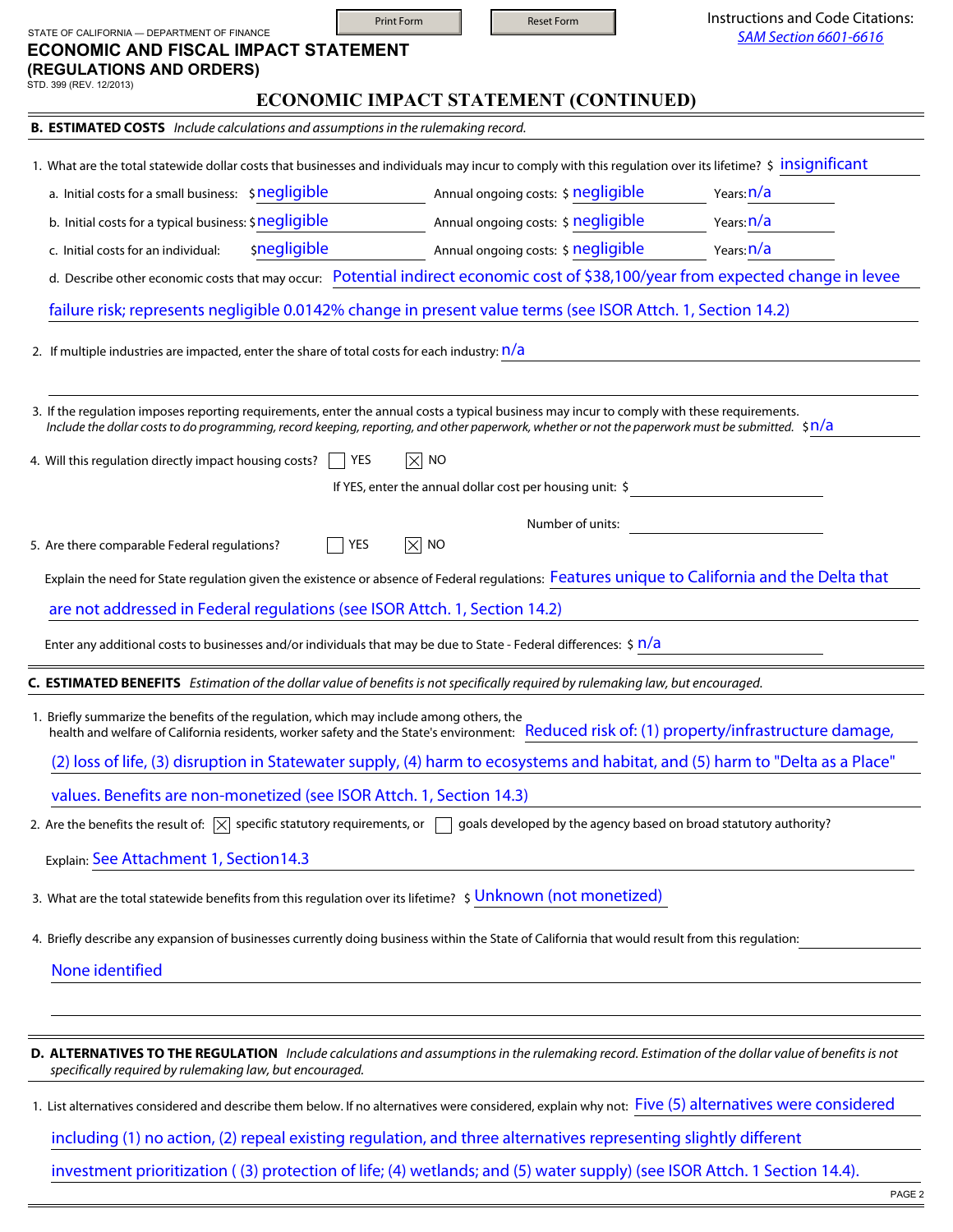STATE OF CALIFORNIA — DEPARTMENT OF FINANCE

# ECONOMIC AND FISCAL IMPACT STATEMENT (REGULATIONS AND ORDERS)

STD. 399 (REV. 12/2013)

Instructions and Code Citations: SAM Section 6601-6616

## ECONOMIC IMPACT STATEMENT (CONTINUED)

### B. ESTIMATED COSTS *Include calculations and assumptions in the rulemaking record.*

1. What are the total statewide dollar costs that businesses and individuals may incur to comply with this regulation over its lifetime? $ insignificant

   a. Initial costs for a small business: $ negligible — Annual ongoing costs: $ negligible — Years: n/a

   b. Initial costs for a typical business: $ negligible — Annual ongoing costs: $ negligible — Years: n/a

   c. Initial costs for an individual: $ negligible — Annual ongoing costs: $ negligible — Years: n/a

   d. Describe other economic costs that may occur: Potential indirect economic cost of $38,100/year from expected change in levee failure risk; represents negligible 0.0142% change in present value terms (see ISOR Attch. 1, Section 14.2)

2. If multiple industries are impacted, enter the share of total costs for each industry: n/a

3. If the regulation imposes reporting requirements, enter the annual costs a typical business may incur to comply with these requirements. *Include the dollar costs to do programming, record keeping, reporting, and other paperwork, whether or not the paperwork must be submitted.* $ n/a

4. Will this regulation directly impact housing costs? ☐ YES ☒ NO

   If YES, enter the annual dollar cost per housing unit: $ \_\_\_\_\_\_

   Number of units: \_\_\_\_\_\_

5. Are there comparable Federal regulations? ☐ YES ☒ NO

   Explain the need for State regulation given the existence or absence of Federal regulations: Features unique to California and the Delta that are not addressed in Federal regulations (see ISOR Attch. 1, Section 14.2)

   Enter any additional costs to businesses and/or individuals that may be due to State - Federal differences: $ n/a

### C. ESTIMATED BENEFITS *Estimation of the dollar value of benefits is not specifically required by rulemaking law, but encouraged.*

1. Briefly summarize the benefits of the regulation, which may include among others, the health and welfare of California residents, worker safety and the State's environment: Reduced risk of: (1) property/infrastructure damage, (2) loss of life, (3) disruption in Statewater supply, (4) harm to ecosystems and habitat, and (5) harm to "Delta as a Place" values. Benefits are non-monetized (see ISOR Attch. 1, Section 14.3)

2. Are the benefits the result of: ☒ specific statutory requirements, or ☐ goals developed by the agency based on broad statutory authority?

   Explain: See Attachment 1, Section14.3

3. What are the total statewide benefits from this regulation over its lifetime? $ Unknown (not monetized)

4. Briefly describe any expansion of businesses currently doing business within the State of California that would result from this regulation: None identified

### D. ALTERNATIVES TO THE REGULATION *Include calculations and assumptions in the rulemaking record. Estimation of the dollar value of benefits is not specifically required by rulemaking law, but encouraged.*

1. List alternatives considered and describe them below. If no alternatives were considered, explain why not: Five (5) alternatives were considered including (1) no action, (2) repeal existing regulation, and three alternatives representing slightly different investment prioritization ( (3) protection of life; (4) wetlands; and (5) water supply) (see ISOR Attch. 1 Section 14.4).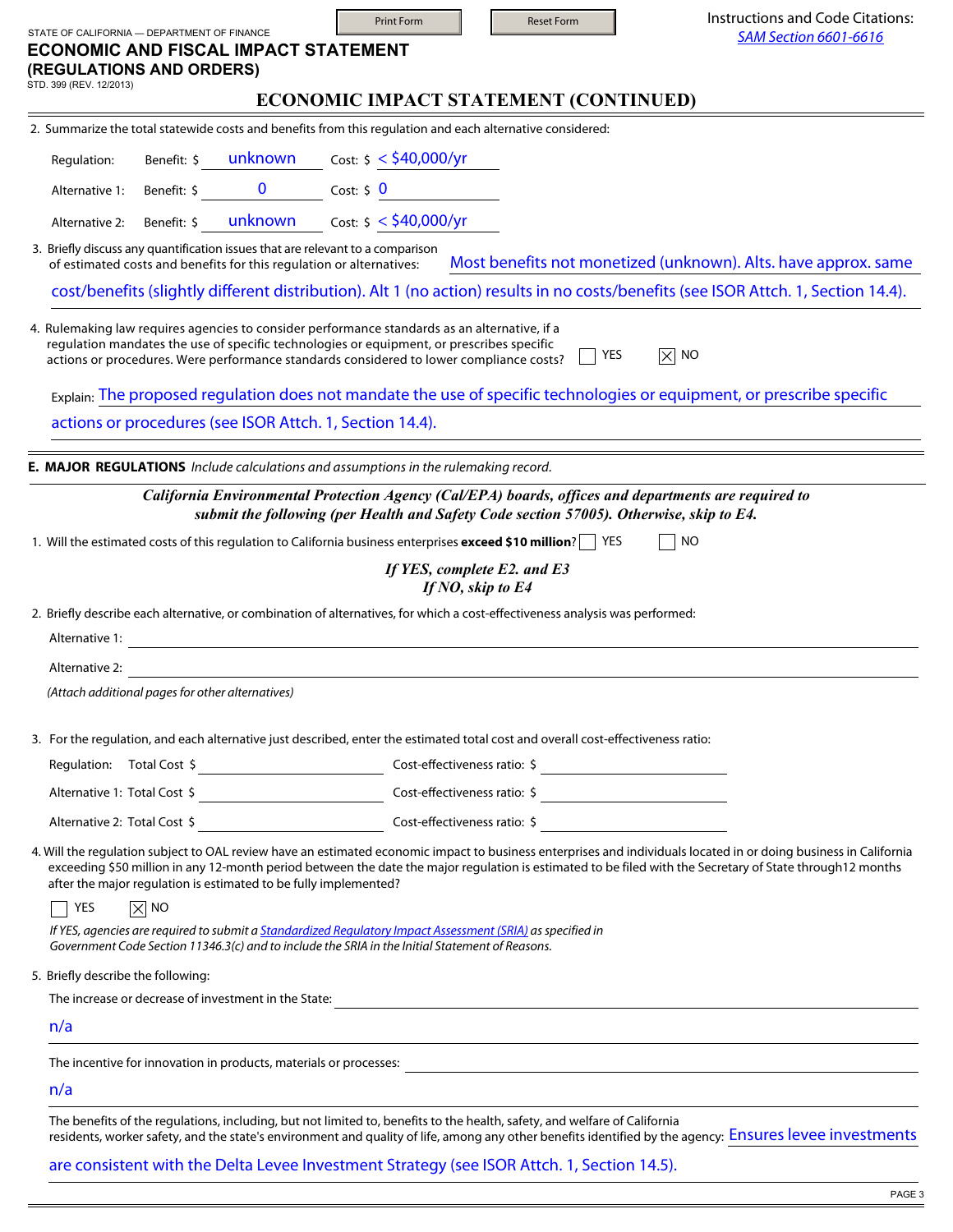STATE OF CALIFORNIA — DEPARTMENT OF FINANCE

# ECONOMIC AND FISCAL IMPACT STATEMENT (REGULATIONS AND ORDERS)

STD. 399 (REV. 12/2013)

Instructions and Code Citations: SAM Section 6601-6616

## ECONOMIC IMPACT STATEMENT (CONTINUED)

2. Summarize the total statewide costs and benefits from this regulation and each alternative considered:

| | Benefit: $ | Cost: $ |
|---|---|---|
| Regulation: | unknown | < $40,000/yr |
| Alternative 1: | 0 | 0 |
| Alternative 2: | unknown | < $40,000/yr |

3. Briefly discuss any quantification issues that are relevant to a comparison of estimated costs and benefits for this regulation or alternatives: Most benefits not monetized (unknown). Alts. have approx. same cost/benefits (slightly different distribution). Alt 1 (no action) results in no costs/benefits (see ISOR Attch. 1, Section 14.4).

4. Rulemaking law requires agencies to consider performance standards as an alternative, if a regulation mandates the use of specific technologies or equipment, or prescribes specific actions or procedures. Were performance standards considered to lower compliance costs? ☐ YES ☒ NO

   Explain: The proposed regulation does not mandate the use of specific technologies or equipment, or prescribe specific actions or procedures (see ISOR Attch. 1, Section 14.4).

## E. MAJOR REGULATIONS *Include calculations and assumptions in the rulemaking record.*

***California Environmental Protection Agency (Cal/EPA) boards, offices and departments are required to submit the following (per Health and Safety Code section 57005). Otherwise, skip to E4.***

1. Will the estimated costs of this regulation to California business enterprises **exceed $10 million**? ☐ YES ☐ NO

   ***If YES, complete E2. and E3***
   ***If NO, skip to E4***

2. Briefly describe each alternative, or combination of alternatives, for which a cost-effectiveness analysis was performed:

   Alternative 1: 

   Alternative 2: 

   *(Attach additional pages for other alternatives)*

3. For the regulation, and each alternative just described, enter the estimated total cost and overall cost-effectiveness ratio:

| | Total Cost $ | Cost-effectiveness ratio: $ |
|---|---|---|
| Regulation: | | |
| Alternative 1: | | |
| Alternative 2: | | |

4. Will the regulation subject to OAL review have an estimated economic impact to business enterprises and individuals located in or doing business in California exceeding $50 million in any 12-month period between the date the major regulation is estimated to be filed with the Secretary of State through12 months after the major regulation is estimated to be fully implemented?

   ☐ YES ☒ NO

   *If YES, agencies are required to submit a Standardized Regulatory Impact Assessment (SRIA) as specified in Government Code Section 11346.3(c) and to include the SRIA in the Initial Statement of Reasons.*

5. Briefly describe the following:

   The increase or decrease of investment in the State:

   n/a

   The incentive for innovation in products, materials or processes:

   n/a

   The benefits of the regulations, including, but not limited to, benefits to the health, safety, and welfare of California residents, worker safety, and the state's environment and quality of life, among any other benefits identified by the agency: Ensures levee investments are consistent with the Delta Levee Investment Strategy (see ISOR Attch. 1, Section 14.5).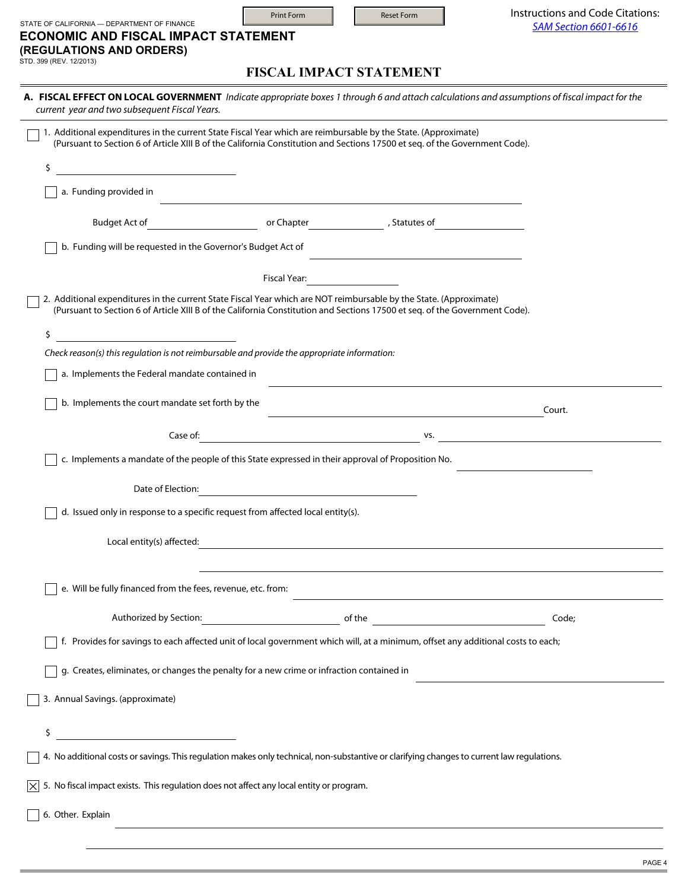STATE OF CALIFORNIA — DEPARTMENT OF FINANCE

# ECONOMIC AND FISCAL IMPACT STATEMENT (REGULATIONS AND ORDERS)

STD. 399 (REV. 12/2013)

Print Form | Reset Form

Instructions and Code Citations: SAM Section 6601-6616

## FISCAL IMPACT STATEMENT

**A. FISCAL EFFECT ON LOCAL GOVERNMENT** *Indicate appropriate boxes 1 through 6 and attach calculations and assumptions of fiscal impact for the current year and two subsequent Fiscal Years.*

☐ 1. Additional expenditures in the current State Fiscal Year which are reimbursable by the State. (Approximate)
(Pursuant to Section 6 of Article XIII B of the California Constitution and Sections 17500 et seq. of the Government Code).

$ ____________________

☐ a. Funding provided in ____________________

Budget Act of ____________ or Chapter ____________ , Statutes of ____________

☐ b. Funding will be requested in the Governor's Budget Act of ____________________

Fiscal Year: ____________

☐ 2. Additional expenditures in the current State Fiscal Year which are NOT reimbursable by the State. (Approximate)
(Pursuant to Section 6 of Article XIII B of the California Constitution and Sections 17500 et seq. of the Government Code).

$ ____________________

*Check reason(s) this regulation is not reimbursable and provide the appropriate information:*

☐ a. Implements the Federal mandate contained in ____________________

☐ b. Implements the court mandate set forth by the ____________________ Court.

Case of: ____________________ vs. ____________________

☐ c. Implements a mandate of the people of this State expressed in their approval of Proposition No. ____________

Date of Election: ____________________

☐ d. Issued only in response to a specific request from affected local entity(s).

Local entity(s) affected: ____________________

☐ e. Will be fully financed from the fees, revenue, etc. from: ____________________

Authorized by Section: ____________ of the ____________ Code;

☐ f. Provides for savings to each affected unit of local government which will, at a minimum, offset any additional costs to each;

☐ g. Creates, eliminates, or changes the penalty for a new crime or infraction contained in ____________________

☐ 3. Annual Savings. (approximate)

$ ____________________

☐ 4. No additional costs or savings. This regulation makes only technical, non-substantive or clarifying changes to current law regulations.

☒ 5. No fiscal impact exists. This regulation does not affect any local entity or program.

☐ 6. Other. Explain ____________________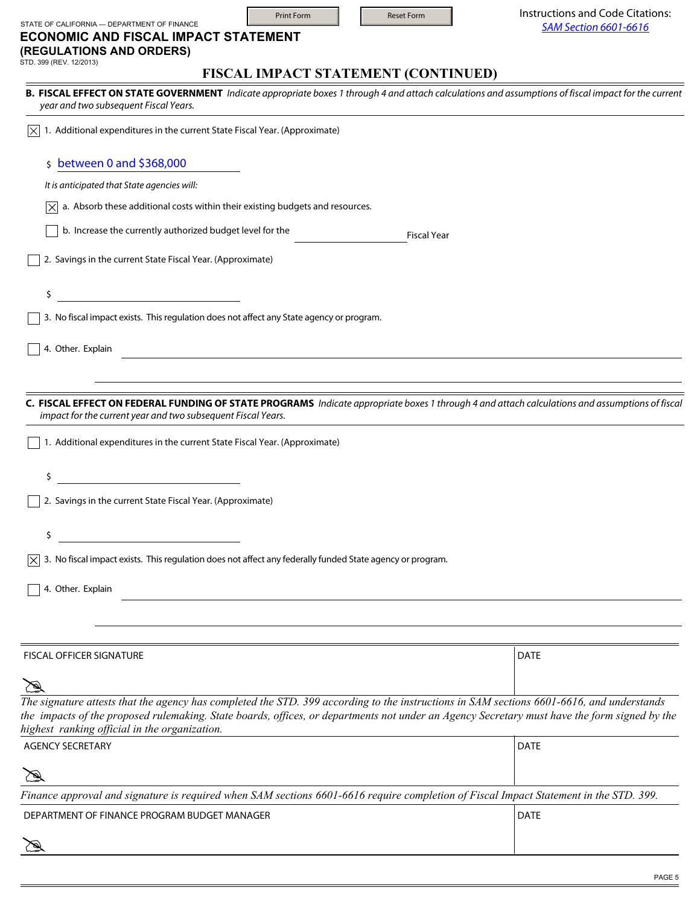STATE OF CALIFORNIA — DEPARTMENT OF FINANCE

# ECONOMIC AND FISCAL IMPACT STATEMENT (REGULATIONS AND ORDERS)

STD. 399 (REV. 12/2013)

Instructions and Code Citations: SAM Section 6601-6616

## FISCAL IMPACT STATEMENT (CONTINUED)

**B. FISCAL EFFECT ON STATE GOVERNMENT** *Indicate appropriate boxes 1 through 4 and attach calculations and assumptions of fiscal impact for the current year and two subsequent Fiscal Years.*

☒ 1. Additional expenditures in the current State Fiscal Year. (Approximate)

$ between 0 and $368,000

*It is anticipated that State agencies will:*

☒ a. Absorb these additional costs within their existing budgets and resources.

☐ b. Increase the currently authorized budget level for the ______________ Fiscal Year

☐ 2. Savings in the current State Fiscal Year. (Approximate)

$ ______________

☐ 3. No fiscal impact exists. This regulation does not affect any State agency or program.

☐ 4. Other. Explain ______________

**C. FISCAL EFFECT ON FEDERAL FUNDING OF STATE PROGRAMS** *Indicate appropriate boxes 1 through 4 and attach calculations and assumptions of fiscal impact for the current year and two subsequent Fiscal Years.*

☐ 1. Additional expenditures in the current State Fiscal Year. (Approximate)

$ ______________

☐ 2. Savings in the current State Fiscal Year. (Approximate)

$ ______________

☒ 3. No fiscal impact exists. This regulation does not affect any federally funded State agency or program.

☐ 4. Other. Explain ______________

| FISCAL OFFICER SIGNATURE | DATE |
|---|---|
| | |

*The signature attests that the agency has completed the STD. 399 according to the instructions in SAM sections 6601-6616, and understands the impacts of the proposed rulemaking. State boards, offices, or departments not under an Agency Secretary must have the form signed by the highest ranking official in the organization.*

| AGENCY SECRETARY | DATE |
|---|---|
| | |

*Finance approval and signature is required when SAM sections 6601-6616 require completion of Fiscal Impact Statement in the STD. 399.*

| DEPARTMENT OF FINANCE PROGRAM BUDGET MANAGER | DATE |
|---|---|
| | |